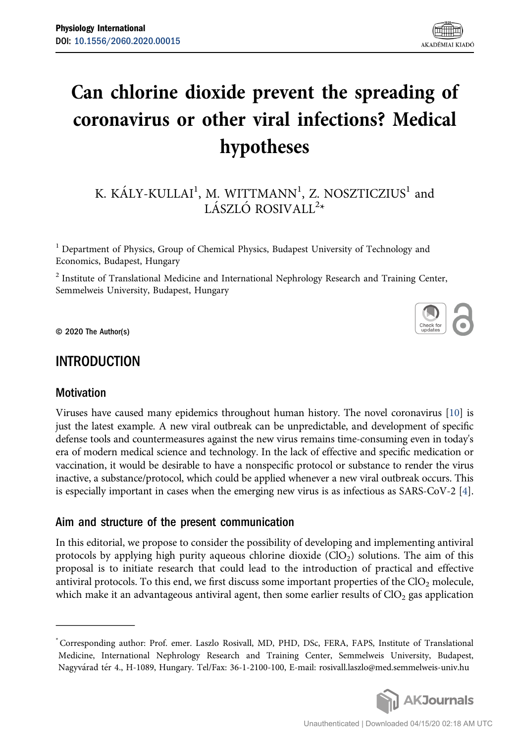# Can chlorine dioxide prevent the spreading of coronavirus or other viral infections? Medical hypotheses

K. KÁLY-KULLAI[1], M. WITTMANN[1], Z. NOSZTICZIUS[1] and LÁSZLÓ ROSIVALL[2]*

[1] Department of Physics, Group of Chemical Physics, Budapest University of Technology and Economics, Budapest, Hungary

[2] Institute of Translational Medicine and International Nephrology Research and Training Center, Semmelweis University, Budapest, Hungary

© 2020 The Author(s)

## INTRODUCTION

### Motivation

Viruses have caused many epidemics throughout human history. The novel coronavirus [10] is just the latest example. A new viral outbreak can be unpredictable, and development of specific defense tools and countermeasures against the new virus remains time-consuming even in today's era of modern medical science and technology. In the lack of effective and specific medication or vaccination, it would be desirable to have a nonspecific protocol or substance to render the virus inactive, a substance/protocol, which could be applied whenever a new viral outbreak occurs. This is especially important in cases when the emerging new virus is as infectious as SARS-CoV-2 [4].

### Aim and structure of the present communication

In this editorial, we propose to consider the possibility of developing and implementing antiviral protocols by applying high purity aqueous chlorine dioxide ($ClO_2$) solutions. The aim of this proposal is to initiate research that could lead to the introduction of practical and effective antiviral protocols. To this end, we first discuss some important properties of the $ClO_2$ molecule, which make it an advantageous antiviral agent, then some earlier results of $ClO_2$ gas application

*Corresponding author: Prof. emer. Laszlo Rosivall, MD, PHD, DSc, FERA, FAPS, Institute of Translational Medicine, International Nephrology Research and Training Center, Semmelweis University, Budapest, Nagyvárad tér 4., H-1089, Hungary. Tel/Fax: 36-1-2100-100, E-mail: rosivall.laszlo@med.semmelweis-univ.hu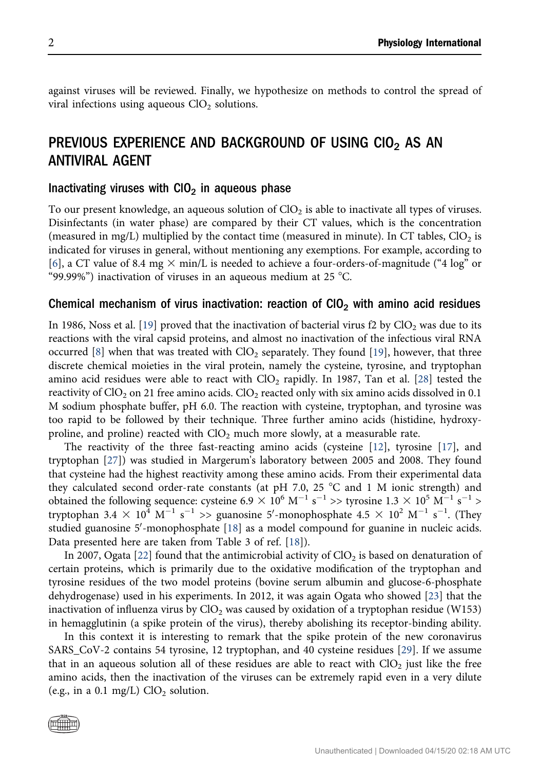against viruses will be reviewed. Finally, we hypothesize on methods to control the spread of viral infections using aqueous $ClO_2$ solutions.

## PREVIOUS EXPERIENCE AND BACKGROUND OF USING $ClO_2$ AS AN ANTIVIRAL AGENT

### Inactivating viruses with $ClO_2$ in aqueous phase

To our present knowledge, an aqueous solution of $ClO_2$ is able to inactivate all types of viruses. Disinfectants (in water phase) are compared by their CT values, which is the concentration (measured in mg/L) multiplied by the contact time (measured in minute). In CT tables, $ClO_2$ is indicated for viruses in general, without mentioning any exemptions. For example, according to [6], a CT value of 8.4 mg $\times$ min/L is needed to achieve a four-orders-of-magnitude ("4 log" or "99.99%") inactivation of viruses in an aqueous medium at 25 °C.

### Chemical mechanism of virus inactivation: reaction of $ClO_2$ with amino acid residues

In 1986, Noss et al. [19] proved that the inactivation of bacterial virus f2 by $ClO_2$ was due to its reactions with the viral capsid proteins, and almost no inactivation of the infectious viral RNA occurred [8] when that was treated with $ClO_2$ separately. They found [19], however, that three discrete chemical moieties in the viral protein, namely the cysteine, tyrosine, and tryptophan amino acid residues were able to react with $ClO_2$ rapidly. In 1987, Tan et al. [28] tested the reactivity of $ClO_2$ on 21 free amino acids. $ClO_2$ reacted only with six amino acids dissolved in 0.1 M sodium phosphate buffer, pH 6.0. The reaction with cysteine, tryptophan, and tyrosine was too rapid to be followed by their technique. Three further amino acids (histidine, hydroxyproline, and proline) reacted with $ClO_2$ much more slowly, at a measurable rate.

The reactivity of the three fast-reacting amino acids (cysteine [12], tyrosine [17], and tryptophan [27]) was studied in Margerum's laboratory between 2005 and 2008. They found that cysteine had the highest reactivity among these amino acids. From their experimental data they calculated second order-rate constants (at pH 7.0, 25 °C and 1 M ionic strength) and obtained the following sequence: cysteine $6.9 \times 10^6\ M^{-1}\ s^{-1}$ >> tyrosine $1.3 \times 10^5\ M^{-1}\ s^{-1}$ > tryptophan $3.4 \times 10^4\ M^{-1}\ s^{-1}$ >> guanosine 5′-monophosphate $4.5 \times 10^2\ M^{-1}\ s^{-1}$. (They studied guanosine 5′-monophosphate [18] as a model compound for guanine in nucleic acids. Data presented here are taken from Table 3 of ref. [18]).

In 2007, Ogata [22] found that the antimicrobial activity of $ClO_2$ is based on denaturation of certain proteins, which is primarily due to the oxidative modification of the tryptophan and tyrosine residues of the two model proteins (bovine serum albumin and glucose-6-phosphate dehydrogenase) used in his experiments. In 2012, it was again Ogata who showed [23] that the inactivation of influenza virus by $ClO_2$ was caused by oxidation of a tryptophan residue (W153) in hemagglutinin (a spike protein of the virus), thereby abolishing its receptor-binding ability.

In this context it is interesting to remark that the spike protein of the new coronavirus SARS_CoV-2 contains 54 tyrosine, 12 tryptophan, and 40 cysteine residues [29]. If we assume that in an aqueous solution all of these residues are able to react with $ClO_2$ just like the free amino acids, then the inactivation of the viruses can be extremely rapid even in a very dilute (e.g., in a 0.1 mg/L) $ClO_2$ solution.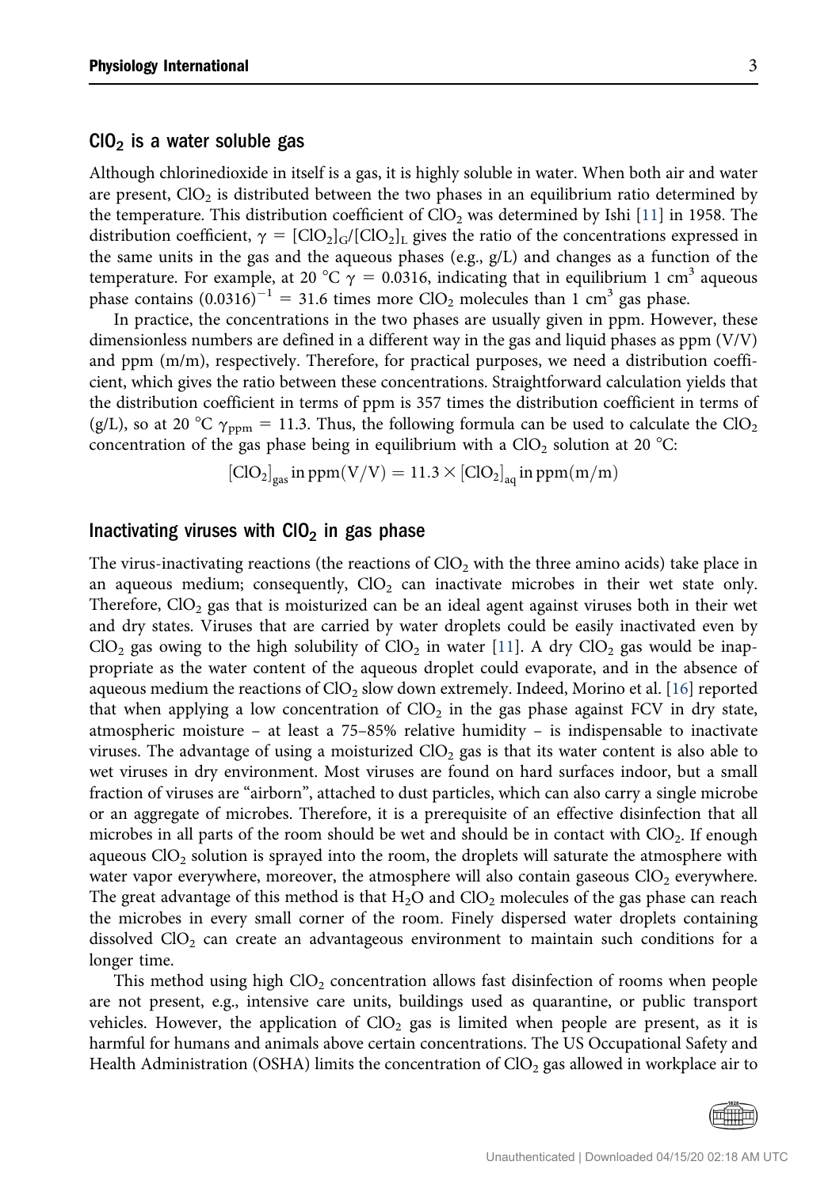## $ClO_2$ is a water soluble gas

Although chlorinedioxide in itself is a gas, it is highly soluble in water. When both air and water are present, $ClO_2$ is distributed between the two phases in an equilibrium ratio determined by the temperature. This distribution coefficient of $ClO_2$ was determined by Ishi [11] in 1958. The distribution coefficient, $\gamma = [ClO_2]_G/[ClO_2]_L$ gives the ratio of the concentrations expressed in the same units in the gas and the aqueous phases (e.g., g/L) and changes as a function of the temperature. For example, at 20 °C $\gamma = 0.0316$, indicating that in equilibrium 1 $cm^3$ aqueous phase contains $(0.0316)^{-1} = 31.6$ times more $ClO_2$ molecules than 1 $cm^3$ gas phase.

In practice, the concentrations in the two phases are usually given in ppm. However, these dimensionless numbers are defined in a different way in the gas and liquid phases as ppm (V/V) and ppm (m/m), respectively. Therefore, for practical purposes, we need a distribution coefficient, which gives the ratio between these concentrations. Straightforward calculation yields that the distribution coefficient in terms of ppm is 357 times the distribution coefficient in terms of (g/L), so at 20 °C $\gamma_{ppm} = 11.3$. Thus, the following formula can be used to calculate the $ClO_2$ concentration of the gas phase being in equilibrium with a $ClO_2$ solution at 20 °C:

$$[ClO_2]_{gas}\,\text{in ppm(V/V)} = 11.3 \times [ClO_2]_{aq}\,\text{in ppm(m/m)}$$

## Inactivating viruses with $ClO_2$ in gas phase

The virus-inactivating reactions (the reactions of $ClO_2$ with the three amino acids) take place in an aqueous medium; consequently, $ClO_2$ can inactivate microbes in their wet state only. Therefore, $ClO_2$ gas that is moisturized can be an ideal agent against viruses both in their wet and dry states. Viruses that are carried by water droplets could be easily inactivated even by $ClO_2$ gas owing to the high solubility of $ClO_2$ in water [11]. A dry $ClO_2$ gas would be inappropriate as the water content of the aqueous droplet could evaporate, and in the absence of aqueous medium the reactions of $ClO_2$ slow down extremely. Indeed, Morino et al. [16] reported that when applying a low concentration of $ClO_2$ in the gas phase against FCV in dry state, atmospheric moisture – at least a 75–85% relative humidity – is indispensable to inactivate viruses. The advantage of using a moisturized $ClO_2$ gas is that its water content is also able to wet viruses in dry environment. Most viruses are found on hard surfaces indoor, but a small fraction of viruses are "airborn", attached to dust particles, which can also carry a single microbe or an aggregate of microbes. Therefore, it is a prerequisite of an effective disinfection that all microbes in all parts of the room should be wet and should be in contact with $ClO_2$. If enough aqueous $ClO_2$ solution is sprayed into the room, the droplets will saturate the atmosphere with water vapor everywhere, moreover, the atmosphere will also contain gaseous $ClO_2$ everywhere. The great advantage of this method is that $H_2O$ and $ClO_2$ molecules of the gas phase can reach the microbes in every small corner of the room. Finely dispersed water droplets containing dissolved $ClO_2$ can create an advantageous environment to maintain such conditions for a longer time.

This method using high $ClO_2$ concentration allows fast disinfection of rooms when people are not present, e.g., intensive care units, buildings used as quarantine, or public transport vehicles. However, the application of $ClO_2$ gas is limited when people are present, as it is harmful for humans and animals above certain concentrations. The US Occupational Safety and Health Administration (OSHA) limits the concentration of $ClO_2$ gas allowed in workplace air to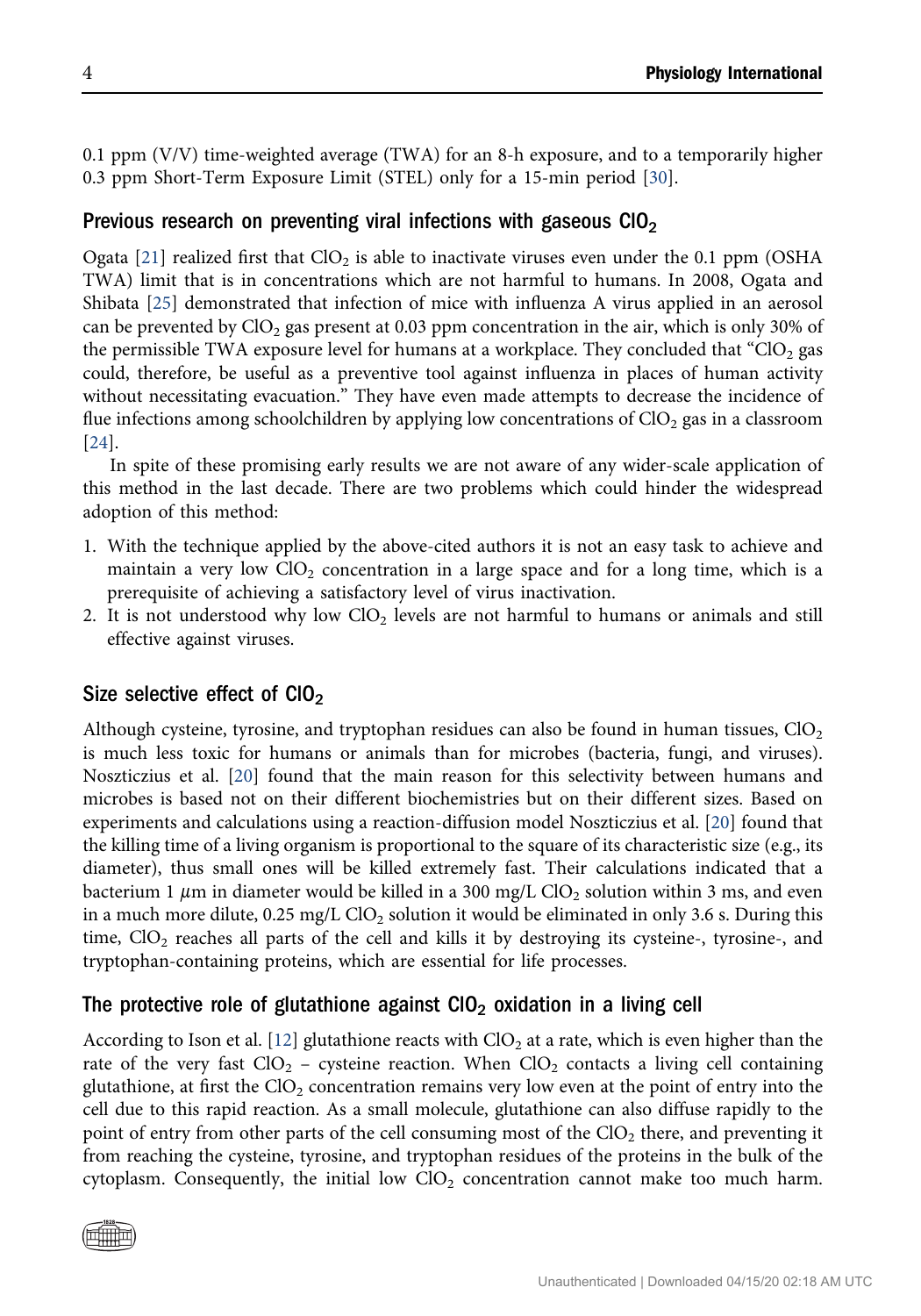0.1 ppm (V/V) time-weighted average (TWA) for an 8-h exposure, and to a temporarily higher 0.3 ppm Short-Term Exposure Limit (STEL) only for a 15-min period [30].

## Previous research on preventing viral infections with gaseous $ClO_2$

Ogata [21] realized first that $ClO_2$ is able to inactivate viruses even under the 0.1 ppm (OSHA TWA) limit that is in concentrations which are not harmful to humans. In 2008, Ogata and Shibata [25] demonstrated that infection of mice with influenza A virus applied in an aerosol can be prevented by $ClO_2$ gas present at 0.03 ppm concentration in the air, which is only 30% of the permissible TWA exposure level for humans at a workplace. They concluded that "$ClO_2$ gas could, therefore, be useful as a preventive tool against influenza in places of human activity without necessitating evacuation." They have even made attempts to decrease the incidence of flue infections among schoolchildren by applying low concentrations of $ClO_2$ gas in a classroom [24].

In spite of these promising early results we are not aware of any wider-scale application of this method in the last decade. There are two problems which could hinder the widespread adoption of this method:

1. With the technique applied by the above-cited authors it is not an easy task to achieve and maintain a very low $ClO_2$ concentration in a large space and for a long time, which is a prerequisite of achieving a satisfactory level of virus inactivation.
2. It is not understood why low $ClO_2$ levels are not harmful to humans or animals and still effective against viruses.

## Size selective effect of $ClO_2$

Although cysteine, tyrosine, and tryptophan residues can also be found in human tissues, $ClO_2$ is much less toxic for humans or animals than for microbes (bacteria, fungi, and viruses). Noszticzius et al. [20] found that the main reason for this selectivity between humans and microbes is based not on their different biochemistries but on their different sizes. Based on experiments and calculations using a reaction-diffusion model Noszticzius et al. [20] found that the killing time of a living organism is proportional to the square of its characteristic size (e.g., its diameter), thus small ones will be killed extremely fast. Their calculations indicated that a bacterium 1 $\mu$m in diameter would be killed in a 300 mg/L $ClO_2$ solution within 3 ms, and even in a much more dilute, 0.25 mg/L $ClO_2$ solution it would be eliminated in only 3.6 s. During this time, $ClO_2$ reaches all parts of the cell and kills it by destroying its cysteine-, tyrosine-, and tryptophan-containing proteins, which are essential for life processes.

## The protective role of glutathione against $ClO_2$ oxidation in a living cell

According to Ison et al. [12] glutathione reacts with $ClO_2$ at a rate, which is even higher than the rate of the very fast $ClO_2$ – cysteine reaction. When $ClO_2$ contacts a living cell containing glutathione, at first the $ClO_2$ concentration remains very low even at the point of entry into the cell due to this rapid reaction. As a small molecule, glutathione can also diffuse rapidly to the point of entry from other parts of the cell consuming most of the $ClO_2$ there, and preventing it from reaching the cysteine, tyrosine, and tryptophan residues of the proteins in the bulk of the cytoplasm. Consequently, the initial low $ClO_2$ concentration cannot make too much harm.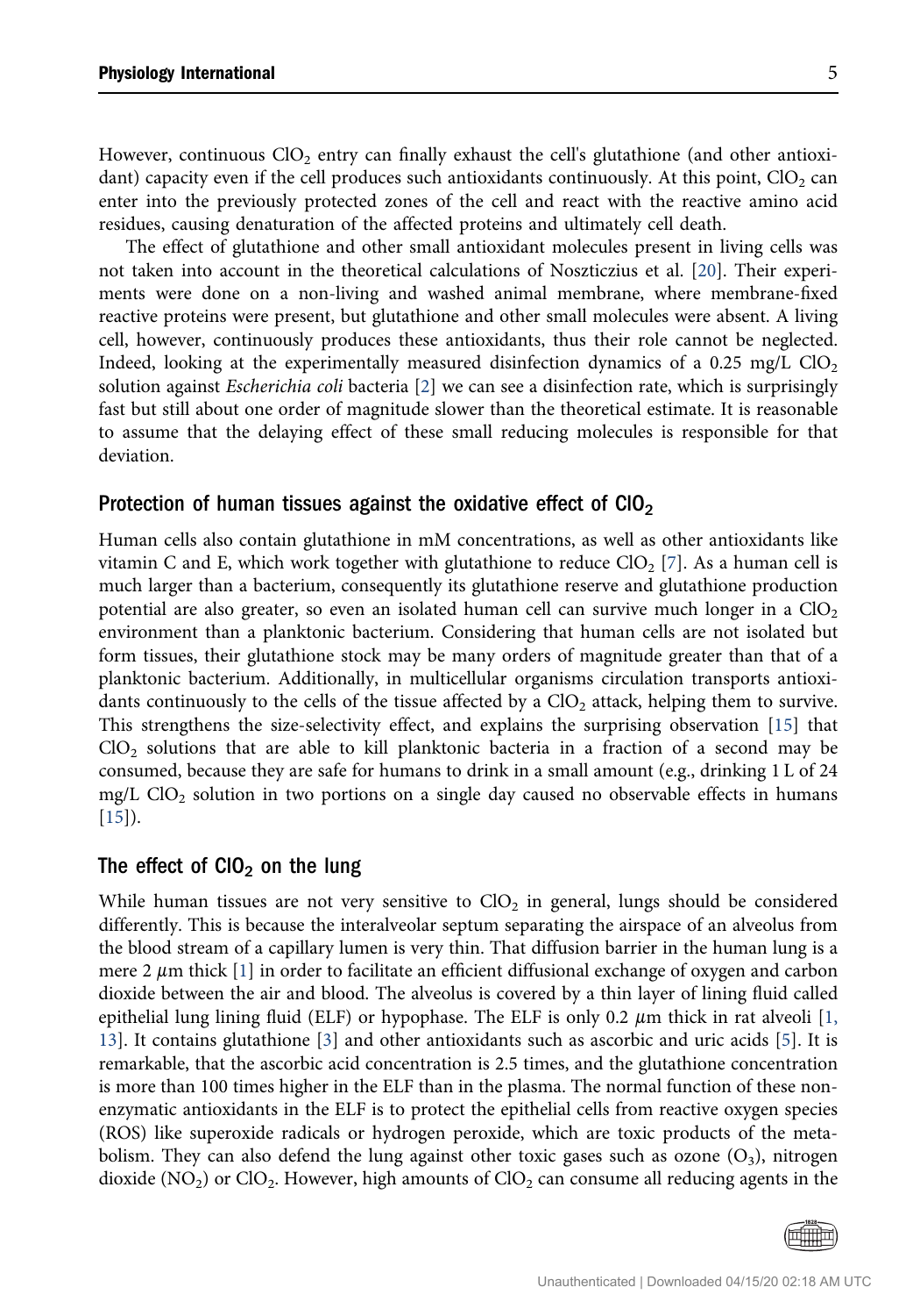However, continuous $ClO_2$ entry can finally exhaust the cell's glutathione (and other antioxidant) capacity even if the cell produces such antioxidants continuously. At this point, $ClO_2$ can enter into the previously protected zones of the cell and react with the reactive amino acid residues, causing denaturation of the affected proteins and ultimately cell death.

The effect of glutathione and other small antioxidant molecules present in living cells was not taken into account in the theoretical calculations of Noszticzius et al. [20]. Their experiments were done on a non-living and washed animal membrane, where membrane-fixed reactive proteins were present, but glutathione and other small molecules were absent. A living cell, however, continuously produces these antioxidants, thus their role cannot be neglected. Indeed, looking at the experimentally measured disinfection dynamics of a 0.25 mg/L $ClO_2$ solution against *Escherichia coli* bacteria [2] we can see a disinfection rate, which is surprisingly fast but still about one order of magnitude slower than the theoretical estimate. It is reasonable to assume that the delaying effect of these small reducing molecules is responsible for that deviation.

## Protection of human tissues against the oxidative effect of $ClO_2$

Human cells also contain glutathione in mM concentrations, as well as other antioxidants like vitamin C and E, which work together with glutathione to reduce $ClO_2$ [7]. As a human cell is much larger than a bacterium, consequently its glutathione reserve and glutathione production potential are also greater, so even an isolated human cell can survive much longer in a $ClO_2$ environment than a planktonic bacterium. Considering that human cells are not isolated but form tissues, their glutathione stock may be many orders of magnitude greater than that of a planktonic bacterium. Additionally, in multicellular organisms circulation transports antioxidants continuously to the cells of the tissue affected by a $ClO_2$ attack, helping them to survive. This strengthens the size-selectivity effect, and explains the surprising observation [15] that $ClO_2$ solutions that are able to kill planktonic bacteria in a fraction of a second may be consumed, because they are safe for humans to drink in a small amount (e.g., drinking 1 L of 24 mg/L $ClO_2$ solution in two portions on a single day caused no observable effects in humans [15]).

## The effect of $ClO_2$ on the lung

While human tissues are not very sensitive to $ClO_2$ in general, lungs should be considered differently. This is because the interalveolar septum separating the airspace of an alveolus from the blood stream of a capillary lumen is very thin. That diffusion barrier in the human lung is a mere 2 $\mu$m thick [1] in order to facilitate an efficient diffusional exchange of oxygen and carbon dioxide between the air and blood. The alveolus is covered by a thin layer of lining fluid called epithelial lung lining fluid (ELF) or hypophase. The ELF is only 0.2 $\mu$m thick in rat alveoli [1, 13]. It contains glutathione [3] and other antioxidants such as ascorbic and uric acids [5]. It is remarkable, that the ascorbic acid concentration is 2.5 times, and the glutathione concentration is more than 100 times higher in the ELF than in the plasma. The normal function of these non-enzymatic antioxidants in the ELF is to protect the epithelial cells from reactive oxygen species (ROS) like superoxide radicals or hydrogen peroxide, which are toxic products of the metabolism. They can also defend the lung against other toxic gases such as ozone ($O_3$), nitrogen dioxide ($NO_2$) or $ClO_2$. However, high amounts of $ClO_2$ can consume all reducing agents in the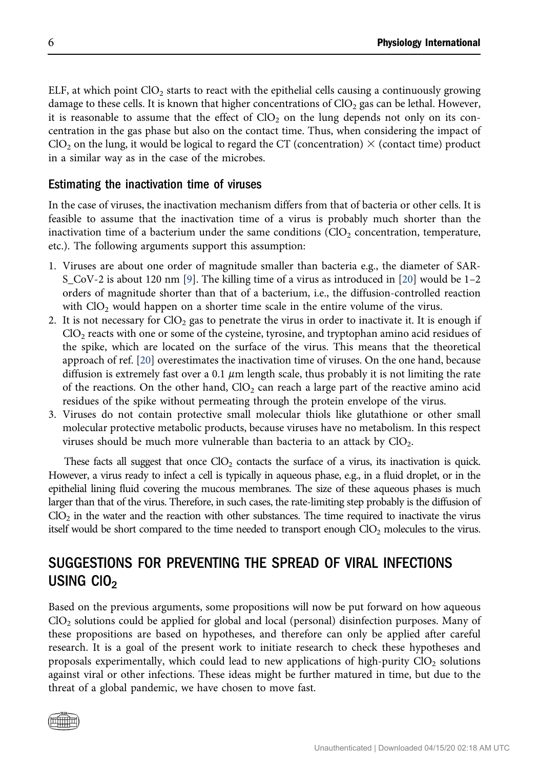ELF, at which point $ClO_2$ starts to react with the epithelial cells causing a continuously growing damage to these cells. It is known that higher concentrations of $ClO_2$ gas can be lethal. However, it is reasonable to assume that the effect of $ClO_2$ on the lung depends not only on its concentration in the gas phase but also on the contact time. Thus, when considering the impact of $ClO_2$ on the lung, it would be logical to regard the CT (concentration) $\times$ (contact time) product in a similar way as in the case of the microbes.

### Estimating the inactivation time of viruses

In the case of viruses, the inactivation mechanism differs from that of bacteria or other cells. It is feasible to assume that the inactivation time of a virus is probably much shorter than the inactivation time of a bacterium under the same conditions ($ClO_2$ concentration, temperature, etc.). The following arguments support this assumption:

1. Viruses are about one order of magnitude smaller than bacteria e.g., the diameter of SARS_CoV-2 is about 120 nm [9]. The killing time of a virus as introduced in [20] would be 1–2 orders of magnitude shorter than that of a bacterium, i.e., the diffusion-controlled reaction with $ClO_2$ would happen on a shorter time scale in the entire volume of the virus.
2. It is not necessary for $ClO_2$ gas to penetrate the virus in order to inactivate it. It is enough if $ClO_2$ reacts with one or some of the cysteine, tyrosine, and tryptophan amino acid residues of the spike, which are located on the surface of the virus. This means that the theoretical approach of ref. [20] overestimates the inactivation time of viruses. On the one hand, because diffusion is extremely fast over a 0.1 $\mu$m length scale, thus probably it is not limiting the rate of the reactions. On the other hand, $ClO_2$ can reach a large part of the reactive amino acid residues of the spike without permeating through the protein envelope of the virus.
3. Viruses do not contain protective small molecular thiols like glutathione or other small molecular protective metabolic products, because viruses have no metabolism. In this respect viruses should be much more vulnerable than bacteria to an attack by $ClO_2$.

These facts all suggest that once $ClO_2$ contacts the surface of a virus, its inactivation is quick. However, a virus ready to infect a cell is typically in aqueous phase, e.g., in a fluid droplet, or in the epithelial lining fluid covering the mucous membranes. The size of these aqueous phases is much larger than that of the virus. Therefore, in such cases, the rate-limiting step probably is the diffusion of $ClO_2$ in the water and the reaction with other substances. The time required to inactivate the virus itself would be short compared to the time needed to transport enough $ClO_2$ molecules to the virus.

## SUGGESTIONS FOR PREVENTING THE SPREAD OF VIRAL INFECTIONS USING $ClO_2$

Based on the previous arguments, some propositions will now be put forward on how aqueous $ClO_2$ solutions could be applied for global and local (personal) disinfection purposes. Many of these propositions are based on hypotheses, and therefore can only be applied after careful research. It is a goal of the present work to initiate research to check these hypotheses and proposals experimentally, which could lead to new applications of high-purity $ClO_2$ solutions against viral or other infections. These ideas might be further matured in time, but due to the threat of a global pandemic, we have chosen to move fast.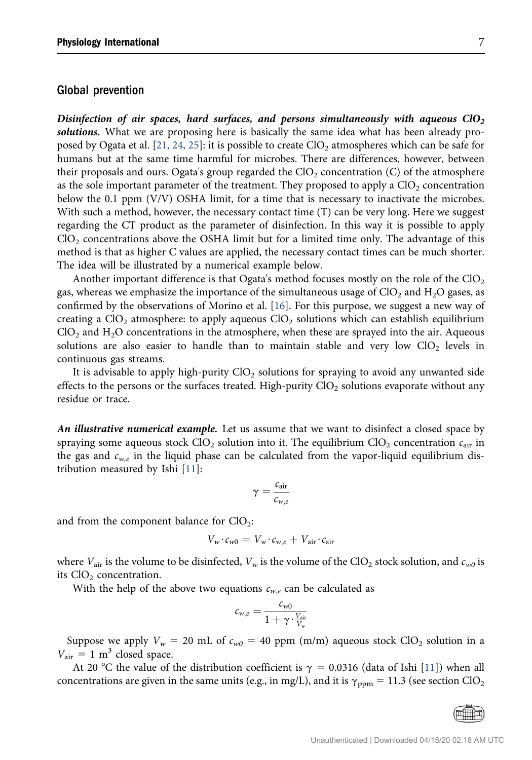## Global prevention

***Disinfection of air spaces, hard surfaces, and persons simultaneously with aqueous $ClO_2$ solutions.*** What we are proposing here is basically the same idea what has been already proposed by Ogata et al. [21, 24, 25]: it is possible to create $ClO_2$ atmospheres which can be safe for humans but at the same time harmful for microbes. There are differences, however, between their proposals and ours. Ogata's group regarded the $ClO_2$ concentration (C) of the atmosphere as the sole important parameter of the treatment. They proposed to apply a $ClO_2$ concentration below the 0.1 ppm (V/V) OSHA limit, for a time that is necessary to inactivate the microbes. With such a method, however, the necessary contact time (T) can be very long. Here we suggest regarding the CT product as the parameter of disinfection. In this way it is possible to apply $ClO_2$ concentrations above the OSHA limit but for a limited time only. The advantage of this method is that as higher C values are applied, the necessary contact times can be much shorter. The idea will be illustrated by a numerical example below.

Another important difference is that Ogata's method focuses mostly on the role of the $ClO_2$ gas, whereas we emphasize the importance of the simultaneous usage of $ClO_2$ and $H_2O$ gases, as confirmed by the observations of Morino et al. [16]. For this purpose, we suggest a new way of creating a $ClO_2$ atmosphere: to apply aqueous $ClO_2$ solutions which can establish equilibrium $ClO_2$ and $H_2O$ concentrations in the atmosphere, when these are sprayed into the air. Aqueous solutions are also easier to handle than to maintain stable and very low $ClO_2$ levels in continuous gas streams.

It is advisable to apply high-purity $ClO_2$ solutions for spraying to avoid any unwanted side effects to the persons or the surfaces treated. High-purity $ClO_2$ solutions evaporate without any residue or trace.

***An illustrative numerical example.*** Let us assume that we want to disinfect a closed space by spraying some aqueous stock $ClO_2$ solution into it. The equilibrium $ClO_2$ concentration $c_{\mathrm{air}}$ in the gas and $c_{w,e}$ in the liquid phase can be calculated from the vapor-liquid equilibrium distribution measured by Ishi [11]:

$$\gamma = \frac{c_{\mathrm{air}}}{c_{w,e}}$$

and from the component balance for $ClO_2$:

$$V_w \cdot c_{w0} = V_w \cdot c_{w,e} + V_{\mathrm{air}} \cdot c_{\mathrm{air}}$$

where $V_{\mathrm{air}}$ is the volume to be disinfected, $V_w$ is the volume of the $ClO_2$ stock solution, and $c_{w0}$ is its $ClO_2$ concentration.

With the help of the above two equations $c_{w,e}$ can be calculated as

$$c_{w,e} = \frac{c_{w0}}{1 + \gamma \cdot \frac{V_{\mathrm{air}}}{V_w}}$$

Suppose we apply $V_w = 20$ mL of $c_{w0} = 40$ ppm (m/m) aqueous stock $ClO_2$ solution in a $V_{\mathrm{air}} = 1\ \mathrm{m}^3$ closed space.

At 20 °C the value of the distribution coefficient is $\gamma = 0.0316$ (data of Ishi [11]) when all concentrations are given in the same units (e.g., in mg/L), and it is $\gamma_{\mathrm{ppm}} = 11.3$ (see section $ClO_2$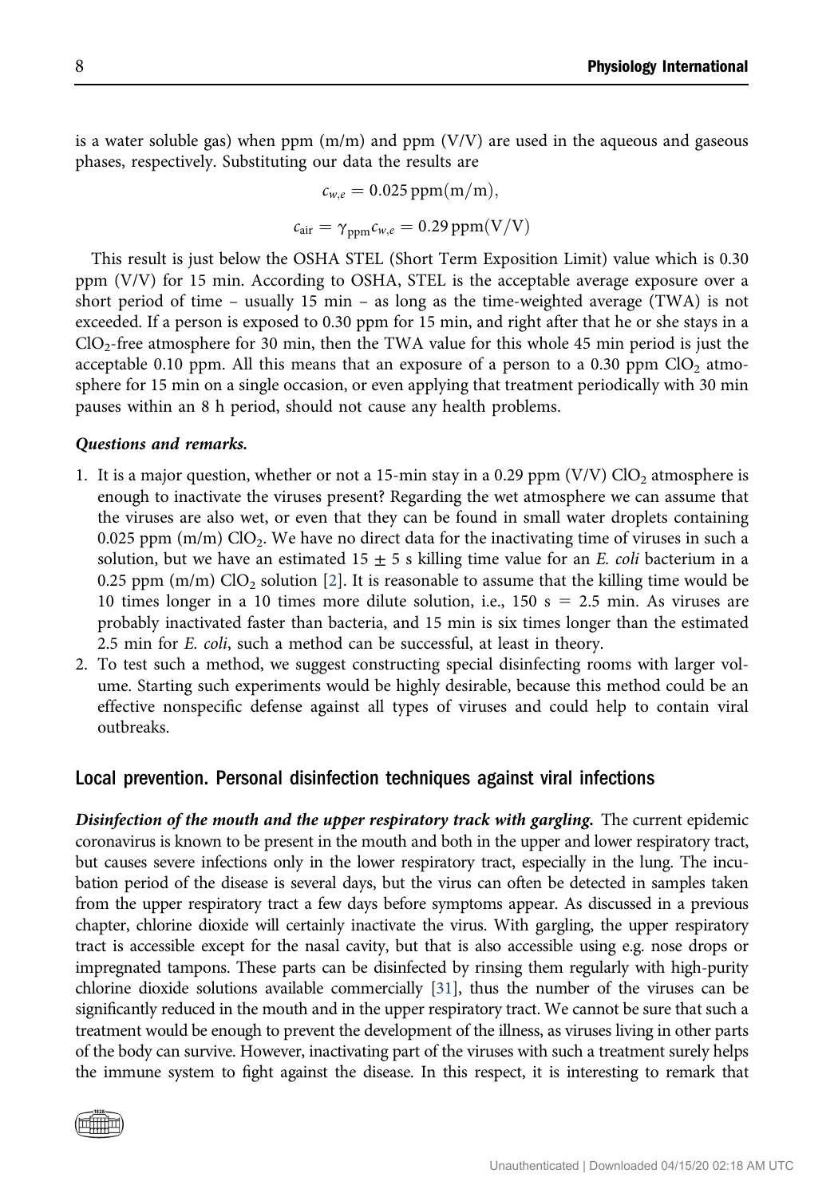is a water soluble gas) when ppm (m/m) and ppm (V/V) are used in the aqueous and gaseous phases, respectively. Substituting our data the results are

$$c_{w,e} = 0.025\,\text{ppm}(\text{m/m}),$$

$$c_{\text{air}} = \gamma_{\text{ppm}} c_{w,e} = 0.29\,\text{ppm}(\text{V/V})$$

This result is just below the OSHA STEL (Short Term Exposition Limit) value which is 0.30 ppm (V/V) for 15 min. According to OSHA, STEL is the acceptable average exposure over a short period of time – usually 15 min – as long as the time-weighted average (TWA) is not exceeded. If a person is exposed to 0.30 ppm for 15 min, and right after that he or she stays in a $ClO_2$-free atmosphere for 30 min, then the TWA value for this whole 45 min period is just the acceptable 0.10 ppm. All this means that an exposure of a person to a 0.30 ppm $ClO_2$ atmosphere for 15 min on a single occasion, or even applying that treatment periodically with 30 min pauses within an 8 h period, should not cause any health problems.

***Questions and remarks.***

1. It is a major question, whether or not a 15-min stay in a 0.29 ppm (V/V) $ClO_2$ atmosphere is enough to inactivate the viruses present? Regarding the wet atmosphere we can assume that the viruses are also wet, or even that they can be found in small water droplets containing 0.025 ppm (m/m) $ClO_2$. We have no direct data for the inactivating time of viruses in such a solution, but we have an estimated $15 \pm 5$ s killing time value for an *E. coli* bacterium in a 0.25 ppm (m/m) $ClO_2$ solution [2]. It is reasonable to assume that the killing time would be 10 times longer in a 10 times more dilute solution, i.e., 150 s = 2.5 min. As viruses are probably inactivated faster than bacteria, and 15 min is six times longer than the estimated 2.5 min for *E. coli*, such a method can be successful, at least in theory.
2. To test such a method, we suggest constructing special disinfecting rooms with larger volume. Starting such experiments would be highly desirable, because this method could be an effective nonspecific defense against all types of viruses and could help to contain viral outbreaks.

## Local prevention. Personal disinfection techniques against viral infections

***Disinfection of the mouth and the upper respiratory track with gargling.*** The current epidemic coronavirus is known to be present in the mouth and both in the upper and lower respiratory tract, but causes severe infections only in the lower respiratory tract, especially in the lung. The incubation period of the disease is several days, but the virus can often be detected in samples taken from the upper respiratory tract a few days before symptoms appear. As discussed in a previous chapter, chlorine dioxide will certainly inactivate the virus. With gargling, the upper respiratory tract is accessible except for the nasal cavity, but that is also accessible using e.g. nose drops or impregnated tampons. These parts can be disinfected by rinsing them regularly with high-purity chlorine dioxide solutions available commercially [31], thus the number of the viruses can be significantly reduced in the mouth and in the upper respiratory tract. We cannot be sure that such a treatment would be enough to prevent the development of the illness, as viruses living in other parts of the body can survive. However, inactivating part of the viruses with such a treatment surely helps the immune system to fight against the disease. In this respect, it is interesting to remark that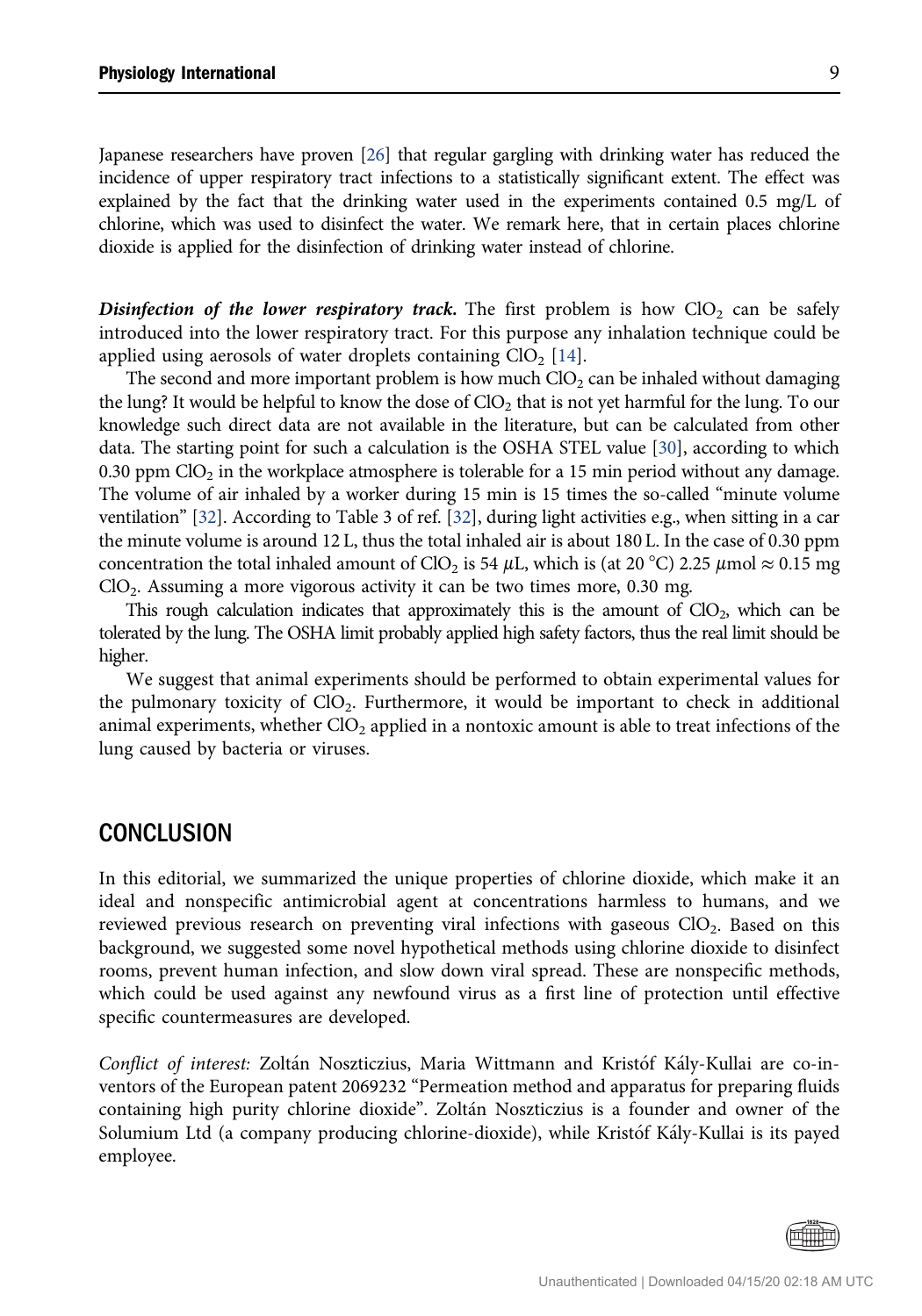Japanese researchers have proven [26] that regular gargling with drinking water has reduced the incidence of upper respiratory tract infections to a statistically significant extent. The effect was explained by the fact that the drinking water used in the experiments contained 0.5 mg/L of chlorine, which was used to disinfect the water. We remark here, that in certain places chlorine dioxide is applied for the disinfection of drinking water instead of chlorine.

***Disinfection of the lower respiratory track.*** The first problem is how $ClO_2$ can be safely introduced into the lower respiratory tract. For this purpose any inhalation technique could be applied using aerosols of water droplets containing $ClO_2$ [14].

The second and more important problem is how much $ClO_2$ can be inhaled without damaging the lung? It would be helpful to know the dose of $ClO_2$ that is not yet harmful for the lung. To our knowledge such direct data are not available in the literature, but can be calculated from other data. The starting point for such a calculation is the OSHA STEL value [30], according to which 0.30 ppm $ClO_2$ in the workplace atmosphere is tolerable for a 15 min period without any damage. The volume of air inhaled by a worker during 15 min is 15 times the so-called "minute volume ventilation" [32]. According to Table 3 of ref. [32], during light activities e.g., when sitting in a car the minute volume is around 12 L, thus the total inhaled air is about 180 L. In the case of 0.30 ppm concentration the total inhaled amount of $ClO_2$ is 54 $\mu$L, which is (at 20 °C) 2.25 $\mu$mol $\approx$ 0.15 mg $ClO_2$. Assuming a more vigorous activity it can be two times more, 0.30 mg.

This rough calculation indicates that approximately this is the amount of $ClO_2$, which can be tolerated by the lung. The OSHA limit probably applied high safety factors, thus the real limit should be higher.

We suggest that animal experiments should be performed to obtain experimental values for the pulmonary toxicity of $ClO_2$. Furthermore, it would be important to check in additional animal experiments, whether $ClO_2$ applied in a nontoxic amount is able to treat infections of the lung caused by bacteria or viruses.

## CONCLUSION

In this editorial, we summarized the unique properties of chlorine dioxide, which make it an ideal and nonspecific antimicrobial agent at concentrations harmless to humans, and we reviewed previous research on preventing viral infections with gaseous $ClO_2$. Based on this background, we suggested some novel hypothetical methods using chlorine dioxide to disinfect rooms, prevent human infection, and slow down viral spread. These are nonspecific methods, which could be used against any newfound virus as a first line of protection until effective specific countermeasures are developed.

*Conflict of interest:* Zoltán Noszticzius, Maria Wittmann and Kristóf Kály-Kullai are co-inventors of the European patent 2069232 "Permeation method and apparatus for preparing fluids containing high purity chlorine dioxide". Zoltán Noszticzius is a founder and owner of the Solumium Ltd (a company producing chlorine-dioxide), while Kristóf Kály-Kullai is its payed employee.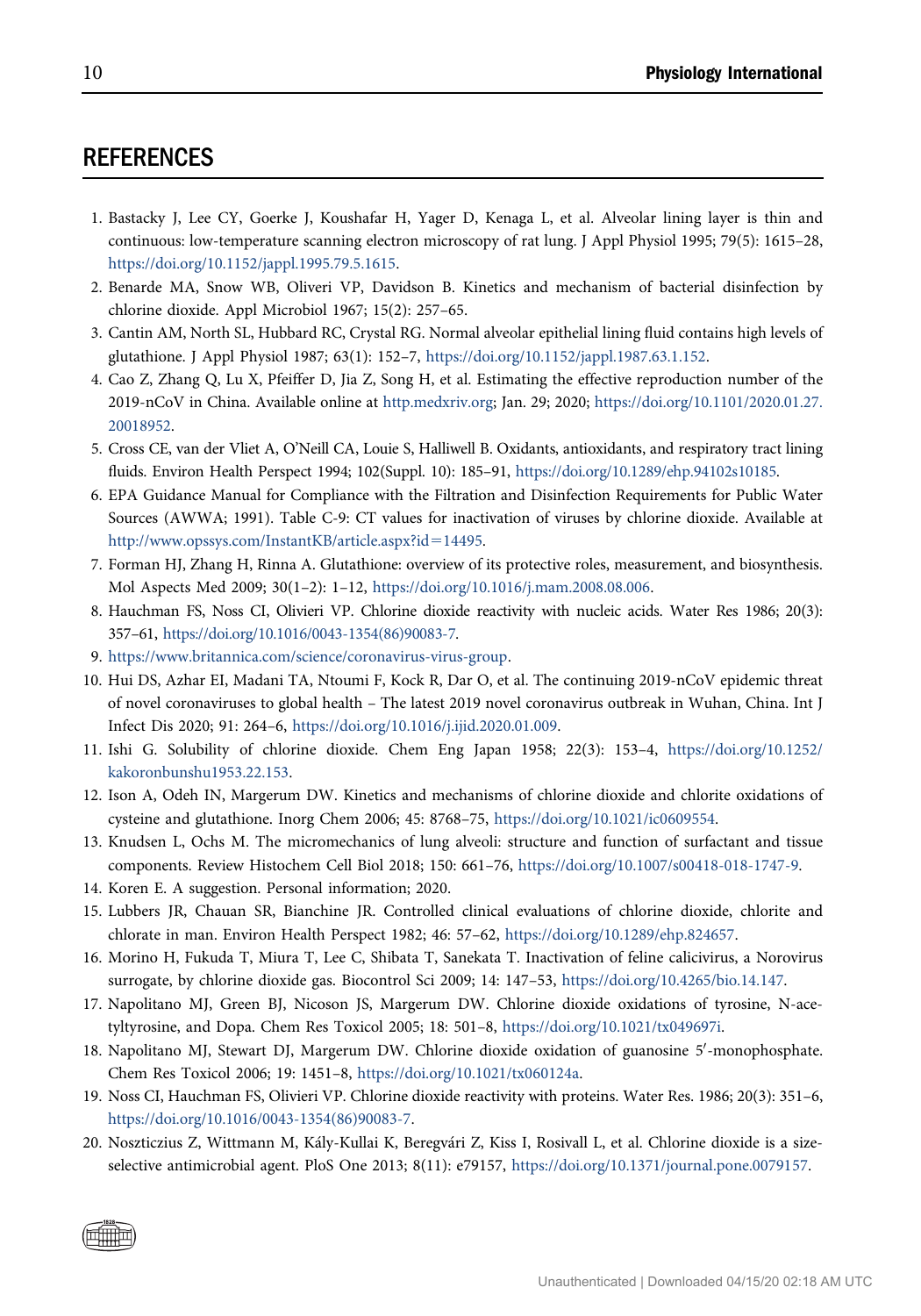## REFERENCES

1. Bastacky J, Lee CY, Goerke J, Koushafar H, Yager D, Kenaga L, et al. Alveolar lining layer is thin and continuous: low-temperature scanning electron microscopy of rat lung. J Appl Physiol 1995; 79(5): 1615–28, https://doi.org/10.1152/jappl.1995.79.5.1615.
2. Benarde MA, Snow WB, Oliveri VP, Davidson B. Kinetics and mechanism of bacterial disinfection by chlorine dioxide. Appl Microbiol 1967; 15(2): 257–65.
3. Cantin AM, North SL, Hubbard RC, Crystal RG. Normal alveolar epithelial lining fluid contains high levels of glutathione. J Appl Physiol 1987; 63(1): 152–7, https://doi.org/10.1152/jappl.1987.63.1.152.
4. Cao Z, Zhang Q, Lu X, Pfeiffer D, Jia Z, Song H, et al. Estimating the effective reproduction number of the 2019-nCoV in China. Available online at http.medxriv.org; Jan. 29; 2020; https://doi.org/10.1101/2020.01.27.20018952.
5. Cross CE, van der Vliet A, O'Neill CA, Louie S, Halliwell B. Oxidants, antioxidants, and respiratory tract lining fluids. Environ Health Perspect 1994; 102(Suppl. 10): 185–91, https://doi.org/10.1289/ehp.94102s10185.
6. EPA Guidance Manual for Compliance with the Filtration and Disinfection Requirements for Public Water Sources (AWWA; 1991). Table C-9: CT values for inactivation of viruses by chlorine dioxide. Available at http://www.opssys.com/InstantKB/article.aspx?id=14495.
7. Forman HJ, Zhang H, Rinna A. Glutathione: overview of its protective roles, measurement, and biosynthesis. Mol Aspects Med 2009; 30(1–2): 1–12, https://doi.org/10.1016/j.mam.2008.08.006.
8. Hauchman FS, Noss CI, Olivieri VP. Chlorine dioxide reactivity with nucleic acids. Water Res 1986; 20(3): 357–61, https://doi.org/10.1016/0043-1354(86)90083-7.
9. https://www.britannica.com/science/coronavirus-virus-group.
10. Hui DS, Azhar EI, Madani TA, Ntoumi F, Kock R, Dar O, et al. The continuing 2019-nCoV epidemic threat of novel coronaviruses to global health – The latest 2019 novel coronavirus outbreak in Wuhan, China. Int J Infect Dis 2020; 91: 264–6, https://doi.org/10.1016/j.ijid.2020.01.009.
11. Ishi G. Solubility of chlorine dioxide. Chem Eng Japan 1958; 22(3): 153–4, https://doi.org/10.1252/kakoronbunshu1953.22.153.
12. Ison A, Odeh IN, Margerum DW. Kinetics and mechanisms of chlorine dioxide and chlorite oxidations of cysteine and glutathione. Inorg Chem 2006; 45: 8768–75, https://doi.org/10.1021/ic0609554.
13. Knudsen L, Ochs M. The micromechanics of lung alveoli: structure and function of surfactant and tissue components. Review Histochem Cell Biol 2018; 150: 661–76, https://doi.org/10.1007/s00418-018-1747-9.
14. Koren E. A suggestion. Personal information; 2020.
15. Lubbers JR, Chauan SR, Bianchine JR. Controlled clinical evaluations of chlorine dioxide, chlorite and chlorate in man. Environ Health Perspect 1982; 46: 57–62, https://doi.org/10.1289/ehp.824657.
16. Morino H, Fukuda T, Miura T, Lee C, Shibata T, Sanekata T. Inactivation of feline calicivirus, a Norovirus surrogate, by chlorine dioxide gas. Biocontrol Sci 2009; 14: 147–53, https://doi.org/10.4265/bio.14.147.
17. Napolitano MJ, Green BJ, Nicoson JS, Margerum DW. Chlorine dioxide oxidations of tyrosine, N-acetyltyrosine, and Dopa. Chem Res Toxicol 2005; 18: 501–8, https://doi.org/10.1021/tx049697i.
18. Napolitano MJ, Stewart DJ, Margerum DW. Chlorine dioxide oxidation of guanosine 5′-monophosphate. Chem Res Toxicol 2006; 19: 1451–8, https://doi.org/10.1021/tx060124a.
19. Noss CI, Hauchman FS, Olivieri VP. Chlorine dioxide reactivity with proteins. Water Res. 1986; 20(3): 351–6, https://doi.org/10.1016/0043-1354(86)90083-7.
20. Noszticzius Z, Wittmann M, Kály-Kullai K, Beregvári Z, Kiss I, Rosivall L, et al. Chlorine dioxide is a size-selective antimicrobial agent. PloS One 2013; 8(11): e79157, https://doi.org/10.1371/journal.pone.0079157.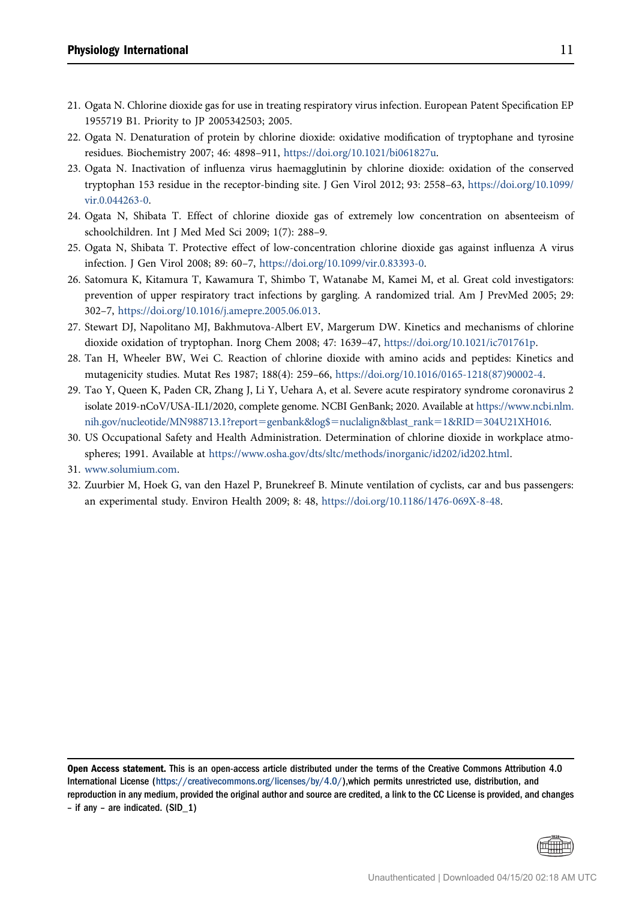21. Ogata N. Chlorine dioxide gas for use in treating respiratory virus infection. European Patent Specification EP 1955719 B1. Priority to JP 2005342503; 2005.
22. Ogata N. Denaturation of protein by chlorine dioxide: oxidative modification of tryptophane and tyrosine residues. Biochemistry 2007; 46: 4898–911, https://doi.org/10.1021/bi061827u.
23. Ogata N. Inactivation of influenza virus haemagglutinin by chlorine dioxide: oxidation of the conserved tryptophan 153 residue in the receptor-binding site. J Gen Virol 2012; 93: 2558–63, https://doi.org/10.1099/vir.0.044263-0.
24. Ogata N, Shibata T. Effect of chlorine dioxide gas of extremely low concentration on absenteeism of schoolchildren. Int J Med Med Sci 2009; 1(7): 288–9.
25. Ogata N, Shibata T. Protective effect of low-concentration chlorine dioxide gas against influenza A virus infection. J Gen Virol 2008; 89: 60–7, https://doi.org/10.1099/vir.0.83393-0.
26. Satomura K, Kitamura T, Kawamura T, Shimbo T, Watanabe M, Kamei M, et al. Great cold investigators: prevention of upper respiratory tract infections by gargling. A randomized trial. Am J PrevMed 2005; 29: 302–7, https://doi.org/10.1016/j.amepre.2005.06.013.
27. Stewart DJ, Napolitano MJ, Bakhmutova-Albert EV, Margerum DW. Kinetics and mechanisms of chlorine dioxide oxidation of tryptophan. Inorg Chem 2008; 47: 1639–47, https://doi.org/10.1021/ic701761p.
28. Tan H, Wheeler BW, Wei C. Reaction of chlorine dioxide with amino acids and peptides: Kinetics and mutagenicity studies. Mutat Res 1987; 188(4): 259–66, https://doi.org/10.1016/0165-1218(87)90002-4.
29. Tao Y, Queen K, Paden CR, Zhang J, Li Y, Uehara A, et al. Severe acute respiratory syndrome coronavirus 2 isolate 2019-nCoV/USA-IL1/2020, complete genome. NCBI GenBank; 2020. Available at https://www.ncbi.nlm.nih.gov/nucleotide/MN988713.1?report=genbank&log$=nuclalign&blast_rank=1&RID=304U21XH016.
30. US Occupational Safety and Health Administration. Determination of chlorine dioxide in workplace atmospheres; 1991. Available at https://www.osha.gov/dts/sltc/methods/inorganic/id202/id202.html.
31. www.solumium.com.
32. Zuurbier M, Hoek G, van den Hazel P, Brunekreef B. Minute ventilation of cyclists, car and bus passengers: an experimental study. Environ Health 2009; 8: 48, https://doi.org/10.1186/1476-069X-8-48.

**Open Access statement.** This is an open-access article distributed under the terms of the Creative Commons Attribution 4.0 International License (https://creativecommons.org/licenses/by/4.0/),which permits unrestricted use, distribution, and reproduction in any medium, provided the original author and source are credited, a link to the CC License is provided, and changes – if any – are indicated. (SID_1)